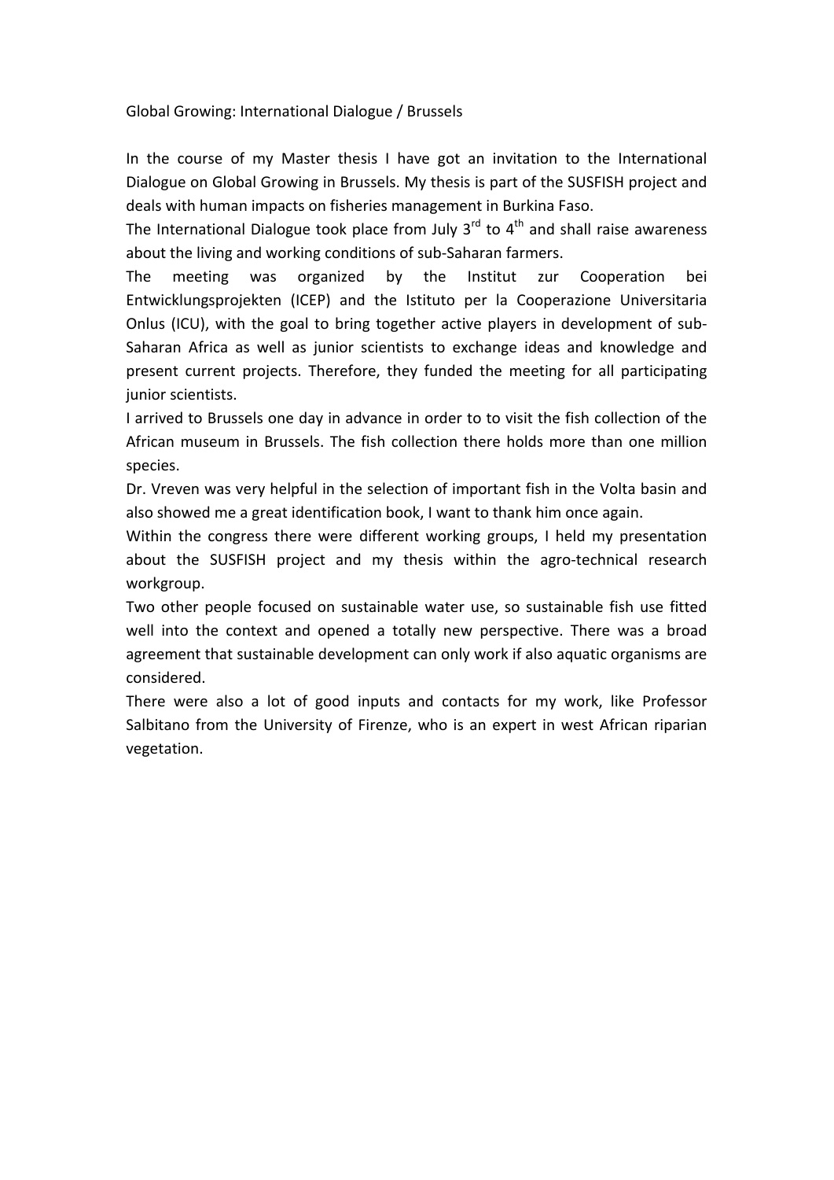Global Growing: International Dialogue / Brussels

In the course of my Master thesis I have got an invitation to the International Dialogue on Global Growing in Brussels. My thesis is part of the SUSFISH project and deals with human impacts on fisheries management in Burkina Faso.
The International Dialogue took place from July 3$^{rd}$ to 4$^{th}$ and shall raise awareness about the living and working conditions of sub-Saharan farmers.
The meeting was organized by the Institut zur Cooperation bei Entwicklungsprojekten (ICEP) and the Istituto per la Cooperazione Universitaria Onlus (ICU), with the goal to bring together active players in development of sub-Saharan Africa as well as junior scientists to exchange ideas and knowledge and present current projects. Therefore, they funded the meeting for all participating junior scientists.
I arrived to Brussels one day in advance in order to to visit the fish collection of the African museum in Brussels. The fish collection there holds more than one million species.
Dr. Vreven was very helpful in the selection of important fish in the Volta basin and also showed me a great identification book, I want to thank him once again.
Within the congress there were different working groups, I held my presentation about the SUSFISH project and my thesis within the agro-technical research workgroup.
Two other people focused on sustainable water use, so sustainable fish use fitted well into the context and opened a totally new perspective. There was a broad agreement that sustainable development can only work if also aquatic organisms are considered.
There were also a lot of good inputs and contacts for my work, like Professor Salbitano from the University of Firenze, who is an expert in west African riparian vegetation.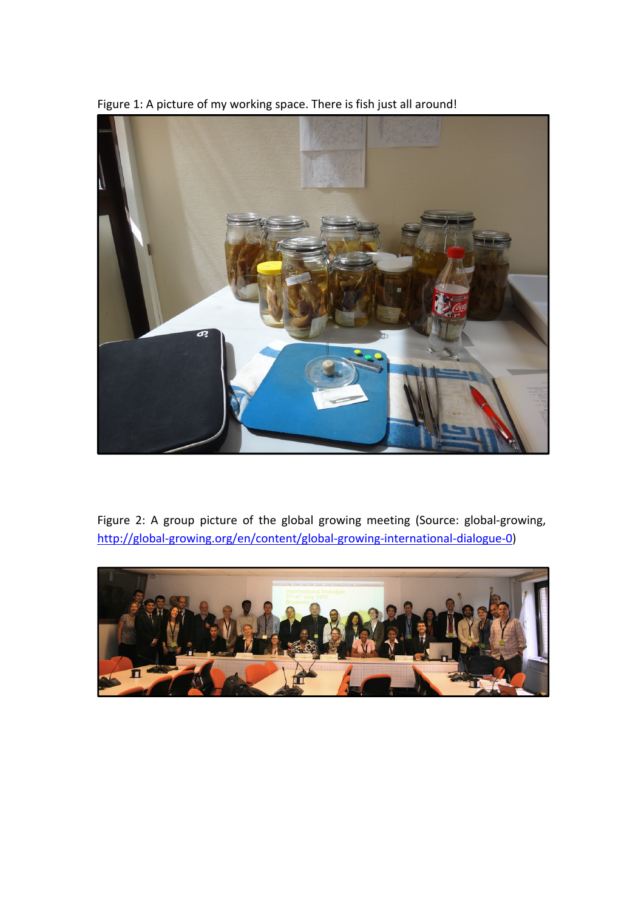Figure 1: A picture of my working space. There is fish just all around!

Figure 2: A group picture of the global growing meeting (Source: global-growing, http://global-growing.org/en/content/global-growing-international-dialogue-0)